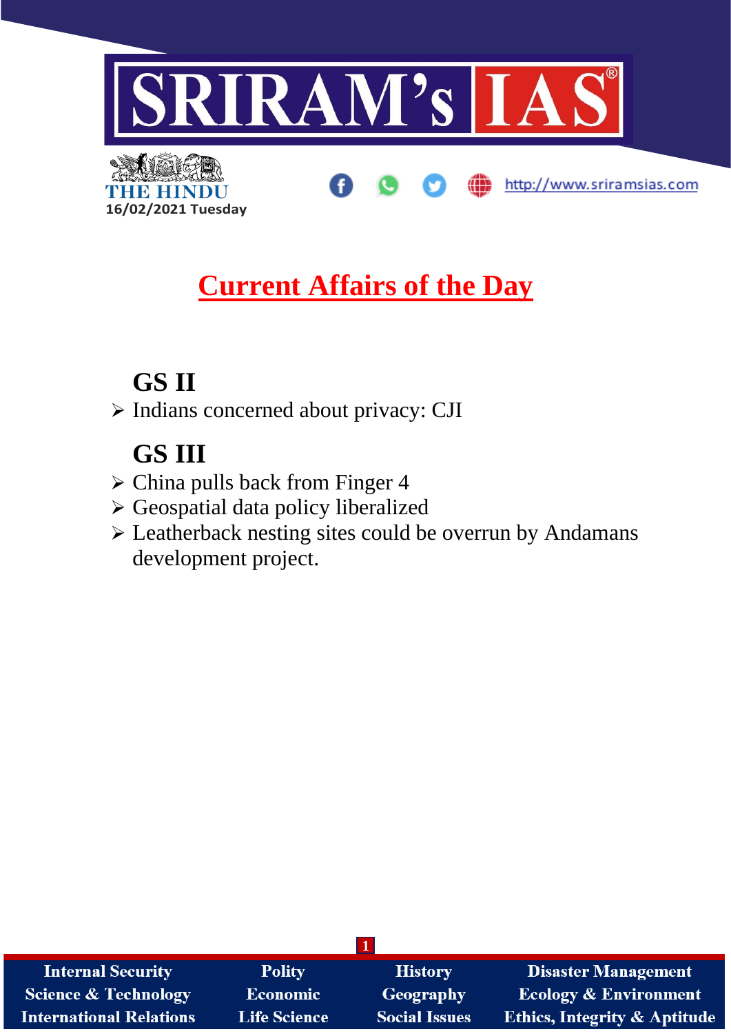16/02/2021 Tuesday

# Current Affairs of the Day

## GS II

- Indians concerned about privacy: CJI

## GS III

- China pulls back from Finger 4
- Geospatial data policy liberalized
- Leatherback nesting sites could be overrun by Andamans development project.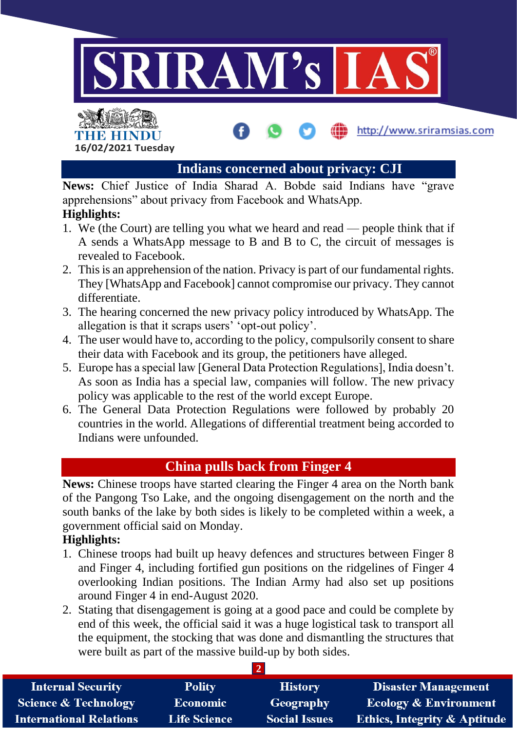## Indians concerned about privacy: CJI

**News:** Chief Justice of India Sharad A. Bobde said Indians have "grave apprehensions" about privacy from Facebook and WhatsApp.

**Highlights:**

1. We (the Court) are telling you what we heard and read — people think that if A sends a WhatsApp message to B and B to C, the circuit of messages is revealed to Facebook.
2. This is an apprehension of the nation. Privacy is part of our fundamental rights. They [WhatsApp and Facebook] cannot compromise our privacy. They cannot differentiate.
3. The hearing concerned the new privacy policy introduced by WhatsApp. The allegation is that it scraps users' 'opt-out policy'.
4. The user would have to, according to the policy, compulsorily consent to share their data with Facebook and its group, the petitioners have alleged.
5. Europe has a special law [General Data Protection Regulations], India doesn't. As soon as India has a special law, companies will follow. The new privacy policy was applicable to the rest of the world except Europe.
6. The General Data Protection Regulations were followed by probably 20 countries in the world. Allegations of differential treatment being accorded to Indians were unfounded.

## China pulls back from Finger 4

**News:** Chinese troops have started clearing the Finger 4 area on the North bank of the Pangong Tso Lake, and the ongoing disengagement on the north and the south banks of the lake by both sides is likely to be completed within a week, a government official said on Monday.

**Highlights:**

1. Chinese troops had built up heavy defences and structures between Finger 8 and Finger 4, including fortified gun positions on the ridgelines of Finger 4 overlooking Indian positions. The Indian Army had also set up positions around Finger 4 in end-August 2020.
2. Stating that disengagement is going at a good pace and could be complete by end of this week, the official said it was a huge logistical task to transport all the equipment, the stocking that was done and dismantling the structures that were built as part of the massive build-up by both sides.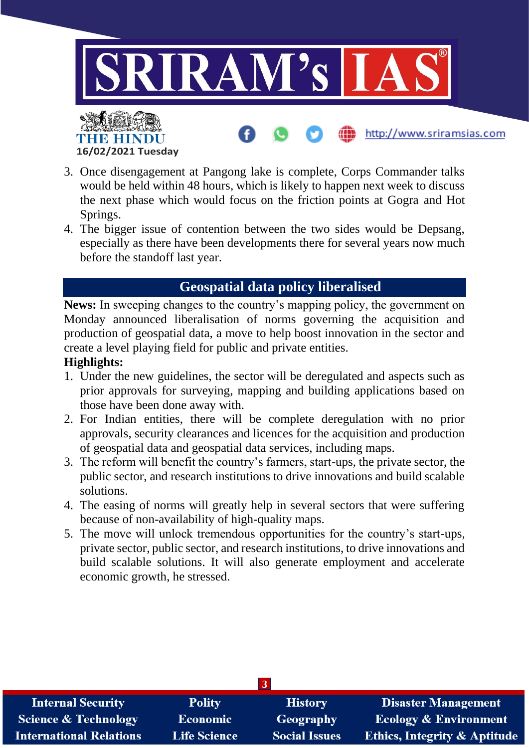3. Once disengagement at Pangong lake is complete, Corps Commander talks would be held within 48 hours, which is likely to happen next week to discuss the next phase which would focus on the friction points at Gogra and Hot Springs.
4. The bigger issue of contention between the two sides would be Depsang, especially as there have been developments there for several years now much before the standoff last year.

## Geospatial data policy liberalised

**News:** In sweeping changes to the country's mapping policy, the government on Monday announced liberalisation of norms governing the acquisition and production of geospatial data, a move to help boost innovation in the sector and create a level playing field for public and private entities.

**Highlights:**

1. Under the new guidelines, the sector will be deregulated and aspects such as prior approvals for surveying, mapping and building applications based on those have been done away with.
2. For Indian entities, there will be complete deregulation with no prior approvals, security clearances and licences for the acquisition and production of geospatial data and geospatial data services, including maps.
3. The reform will benefit the country's farmers, start-ups, the private sector, the public sector, and research institutions to drive innovations and build scalable solutions.
4. The easing of norms will greatly help in several sectors that were suffering because of non-availability of high-quality maps.
5. The move will unlock tremendous opportunities for the country's start-ups, private sector, public sector, and research institutions, to drive innovations and build scalable solutions. It will also generate employment and accelerate economic growth, he stressed.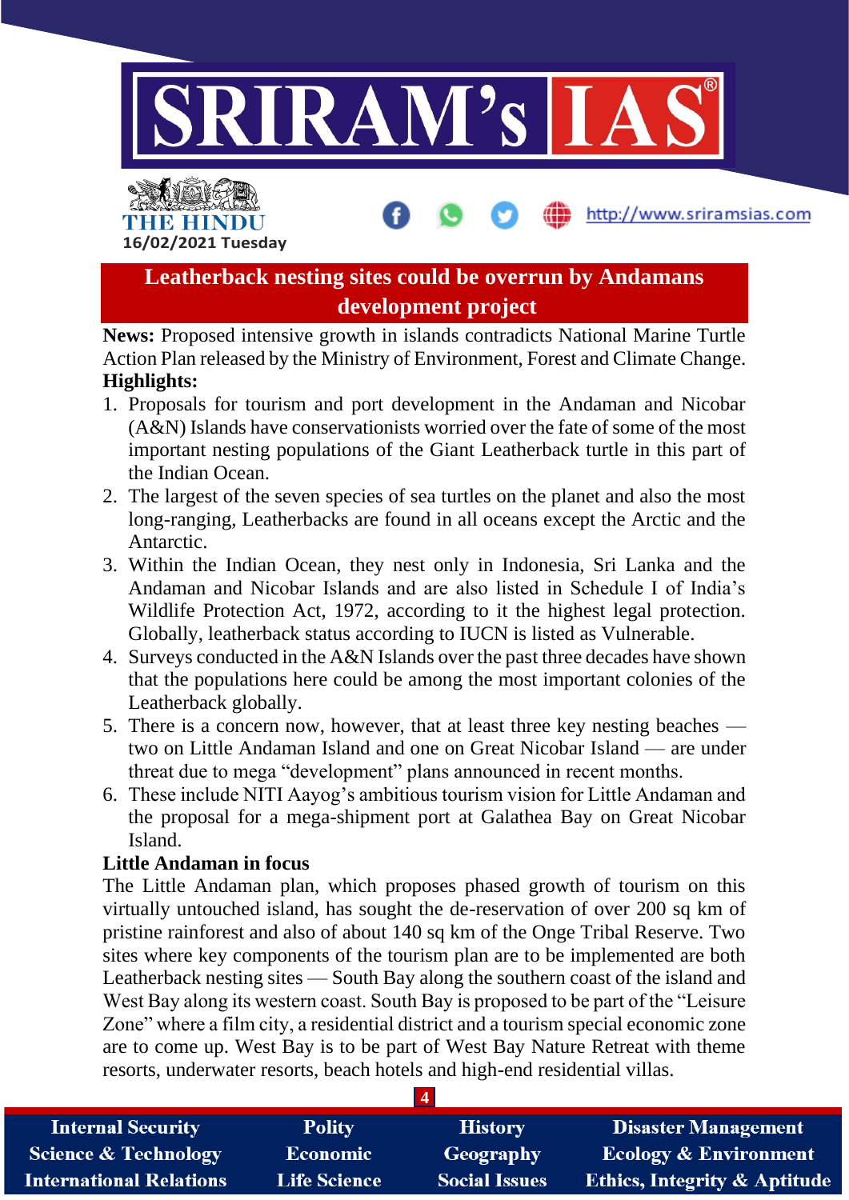# Leatherback nesting sites could be overrun by Andamans development project

**News:** Proposed intensive growth in islands contradicts National Marine Turtle Action Plan released by the Ministry of Environment, Forest and Climate Change.

**Highlights:**

1. Proposals for tourism and port development in the Andaman and Nicobar (A&N) Islands have conservationists worried over the fate of some of the most important nesting populations of the Giant Leatherback turtle in this part of the Indian Ocean.
2. The largest of the seven species of sea turtles on the planet and also the most long-ranging, Leatherbacks are found in all oceans except the Arctic and the Antarctic.
3. Within the Indian Ocean, they nest only in Indonesia, Sri Lanka and the Andaman and Nicobar Islands and are also listed in Schedule I of India's Wildlife Protection Act, 1972, according to it the highest legal protection. Globally, leatherback status according to IUCN is listed as Vulnerable.
4. Surveys conducted in the A&N Islands over the past three decades have shown that the populations here could be among the most important colonies of the Leatherback globally.
5. There is a concern now, however, that at least three key nesting beaches — two on Little Andaman Island and one on Great Nicobar Island — are under threat due to mega "development" plans announced in recent months.
6. These include NITI Aayog's ambitious tourism vision for Little Andaman and the proposal for a mega-shipment port at Galathea Bay on Great Nicobar Island.

**Little Andaman in focus**

The Little Andaman plan, which proposes phased growth of tourism on this virtually untouched island, has sought the de-reservation of over 200 sq km of pristine rainforest and also of about 140 sq km of the Onge Tribal Reserve. Two sites where key components of the tourism plan are to be implemented are both Leatherback nesting sites — South Bay along the southern coast of the island and West Bay along its western coast. South Bay is proposed to be part of the "Leisure Zone" where a film city, a residential district and a tourism special economic zone are to come up. West Bay is to be part of West Bay Nature Retreat with theme resorts, underwater resorts, beach hotels and high-end residential villas.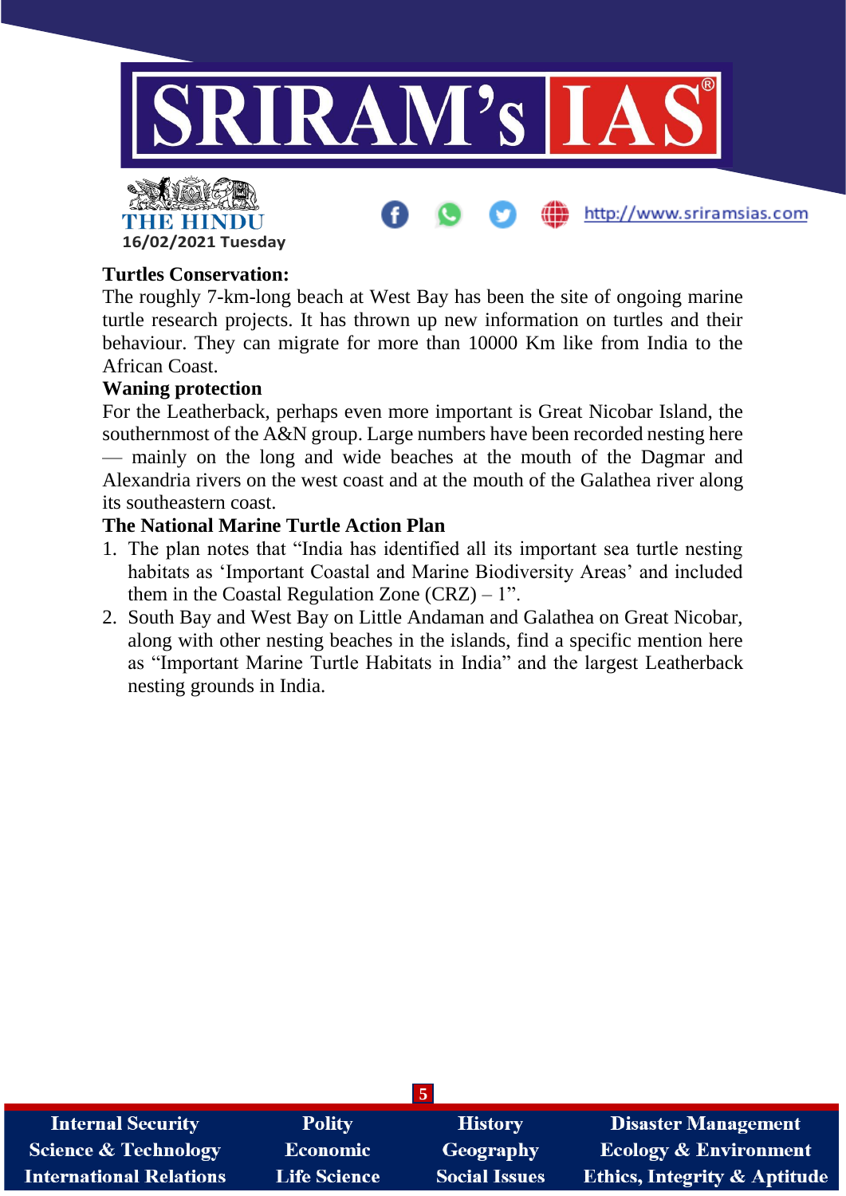**Turtles Conservation:**

The roughly 7-km-long beach at West Bay has been the site of ongoing marine turtle research projects. It has thrown up new information on turtles and their behaviour. They can migrate for more than 10000 Km like from India to the African Coast.

**Waning protection**

For the Leatherback, perhaps even more important is Great Nicobar Island, the southernmost of the A&N group. Large numbers have been recorded nesting here — mainly on the long and wide beaches at the mouth of the Dagmar and Alexandria rivers on the west coast and at the mouth of the Galathea river along its southeastern coast.

**The National Marine Turtle Action Plan**

1. The plan notes that "India has identified all its important sea turtle nesting habitats as 'Important Coastal and Marine Biodiversity Areas' and included them in the Coastal Regulation Zone (CRZ) – 1".
2. South Bay and West Bay on Little Andaman and Galathea on Great Nicobar, along with other nesting beaches in the islands, find a specific mention here as "Important Marine Turtle Habitats in India" and the largest Leatherback nesting grounds in India.